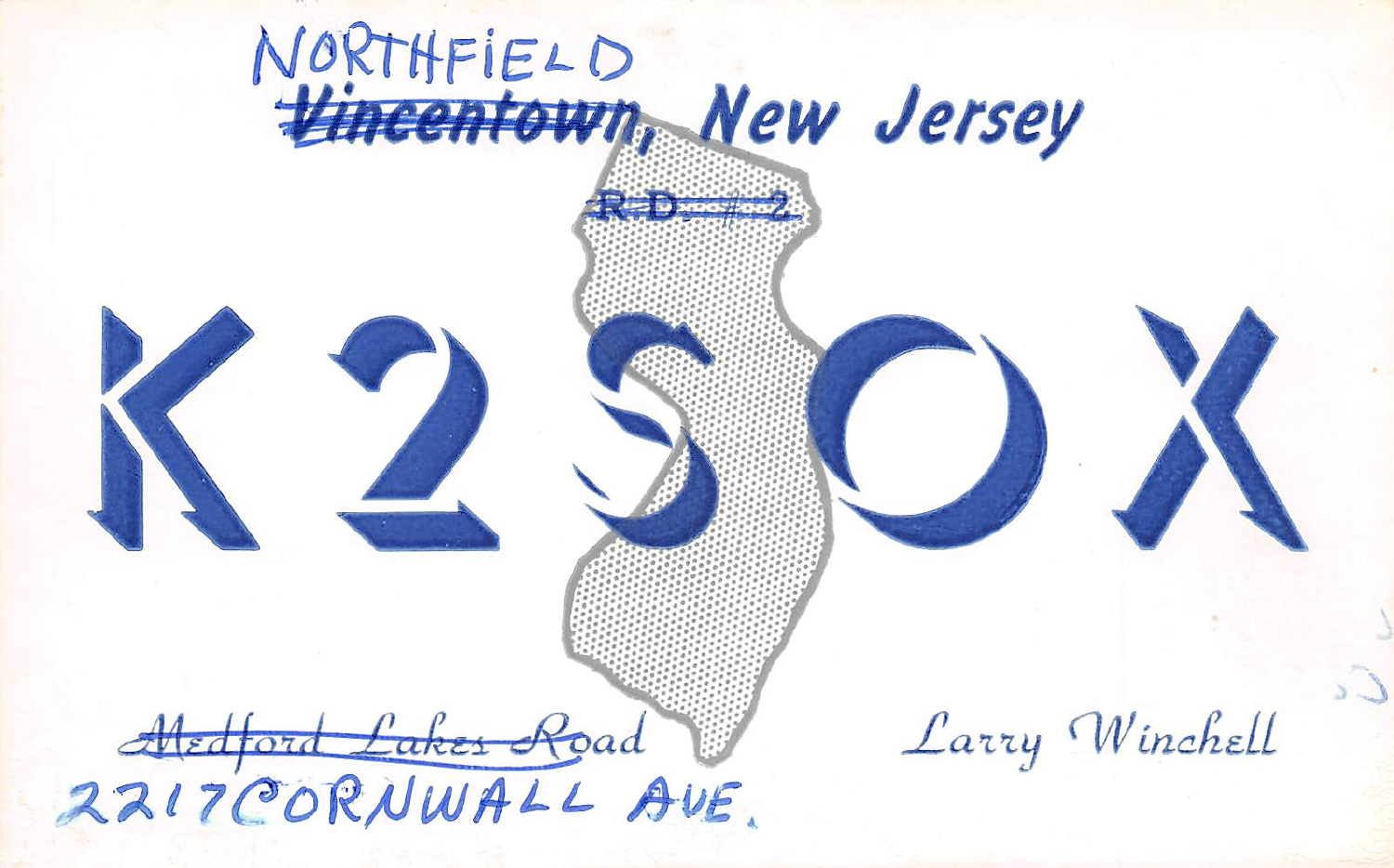NORTHFIELD

~~Vincentown~~, New Jersey

~~R.D. #2~~

# K2SOX

~~Medford Lakes Road~~

2217 CORNWALL AVE.

Larry Winchell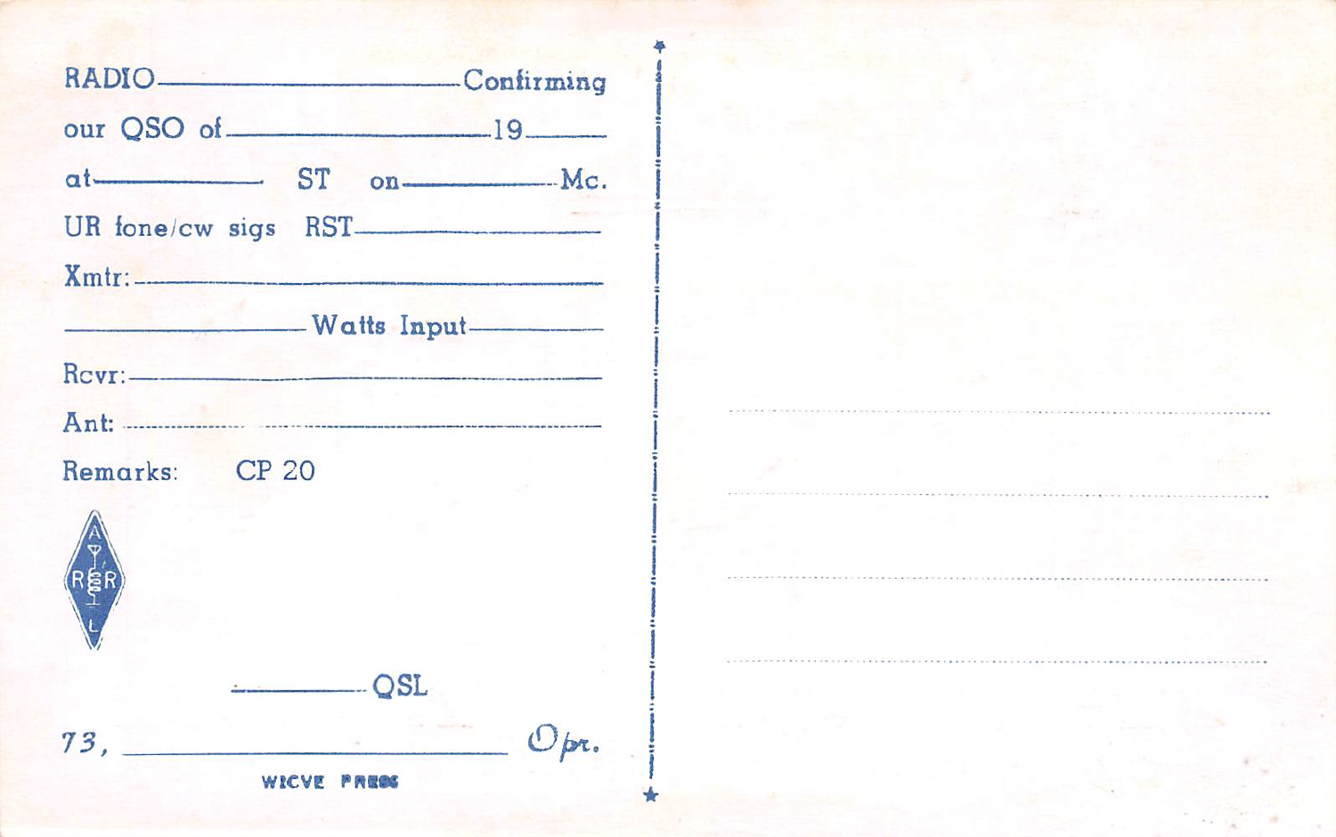RADIO \_\_\_\_\_\_\_\_\_\_\_\_\_\_\_\_\_\_\_\_ Confirming

our QSO of \_\_\_\_\_\_\_\_\_\_\_\_\_\_\_\_\_\_\_\_ 19 \_\_\_\_\_\_

at \_\_\_\_\_\_\_\_\_\_ ST on \_\_\_\_\_\_\_\_\_\_ Mc.

UR fone/cw sigs RST \_\_\_\_\_\_\_\_\_\_\_\_\_\_\_\_\_\_\_\_

Xmtr: \_\_\_\_\_\_\_\_\_\_\_\_\_\_\_\_\_\_\_\_\_\_\_\_\_\_\_\_\_\_

\_\_\_\_\_\_\_\_\_\_\_\_\_\_\_\_\_\_\_\_ Watts Input \_\_\_\_\_\_\_\_\_\_

Rcvr: \_\_\_\_\_\_\_\_\_\_\_\_\_\_\_\_\_\_\_\_\_\_\_\_\_\_\_\_\_\_

Ant: \_\_\_\_\_\_\_\_\_\_\_\_\_\_\_\_\_\_\_\_\_\_\_\_\_\_\_\_\_\_

Remarks: CP 20

A R R L

\_\_\_\_\_\_\_\_\_\_ QSL

73, \_\_\_\_\_\_\_\_\_\_\_\_\_\_\_\_\_\_\_\_\_\_\_\_\_\_\_\_\_\_ Opr.

W1CVE PRESS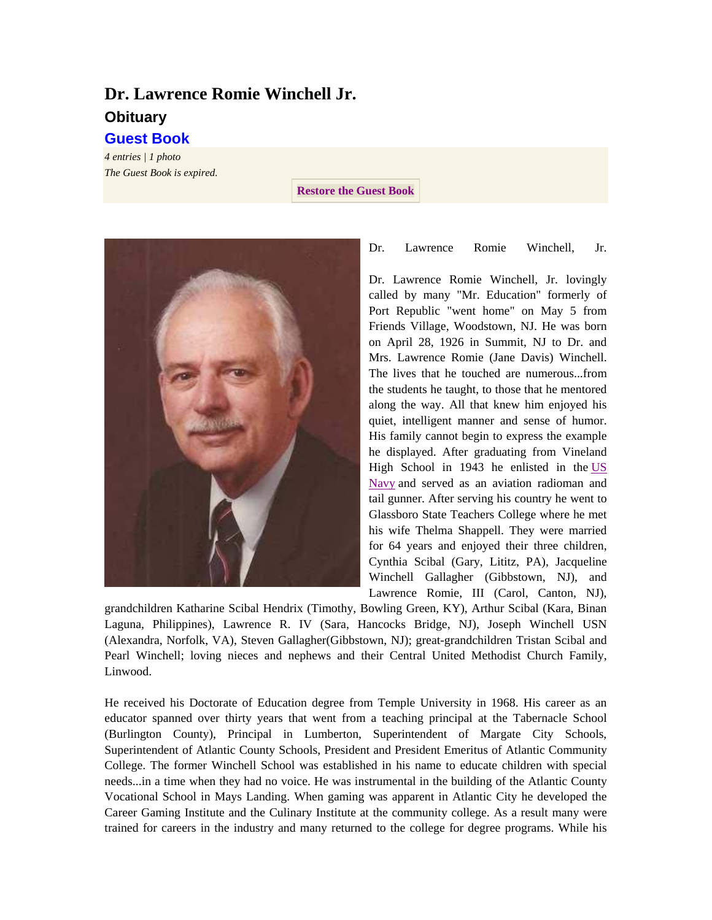# Dr. Lawrence Romie Winchell Jr.

## Obituary

## Guest Book

*4 entries | 1 photo*

*The Guest Book is expired.*

**Restore the Guest Book**

Dr. Lawrence Romie Winchell, Jr.

Dr. Lawrence Romie Winchell, Jr. lovingly called by many "Mr. Education" formerly of Port Republic "went home" on May 5 from Friends Village, Woodstown, NJ. He was born on April 28, 1926 in Summit, NJ to Dr. and Mrs. Lawrence Romie (Jane Davis) Winchell. The lives that he touched are numerous...from the students he taught, to those that he mentored along the way. All that knew him enjoyed his quiet, intelligent manner and sense of humor. His family cannot begin to express the example he displayed. After graduating from Vineland High School in 1943 he enlisted in the US Navy and served as an aviation radioman and tail gunner. After serving his country he went to Glassboro State Teachers College where he met his wife Thelma Shappell. They were married for 64 years and enjoyed their three children, Cynthia Scibal (Gary, Lititz, PA), Jacqueline Winchell Gallagher (Gibbstown, NJ), and Lawrence Romie, III (Carol, Canton, NJ), grandchildren Katharine Scibal Hendrix (Timothy, Bowling Green, KY), Arthur Scibal (Kara, Binan Laguna, Philippines), Lawrence R. IV (Sara, Hancocks Bridge, NJ), Joseph Winchell USN (Alexandra, Norfolk, VA), Steven Gallagher(Gibbstown, NJ); great-grandchildren Tristan Scibal and Pearl Winchell; loving nieces and nephews and their Central United Methodist Church Family, Linwood.

He received his Doctorate of Education degree from Temple University in 1968. His career as an educator spanned over thirty years that went from a teaching principal at the Tabernacle School (Burlington County), Principal in Lumberton, Superintendent of Margate City Schools, Superintendent of Atlantic County Schools, President and President Emeritus of Atlantic Community College. The former Winchell School was established in his name to educate children with special needs...in a time when they had no voice. He was instrumental in the building of the Atlantic County Vocational School in Mays Landing. When gaming was apparent in Atlantic City he developed the Career Gaming Institute and the Culinary Institute at the community college. As a result many were trained for careers in the industry and many returned to the college for degree programs. While his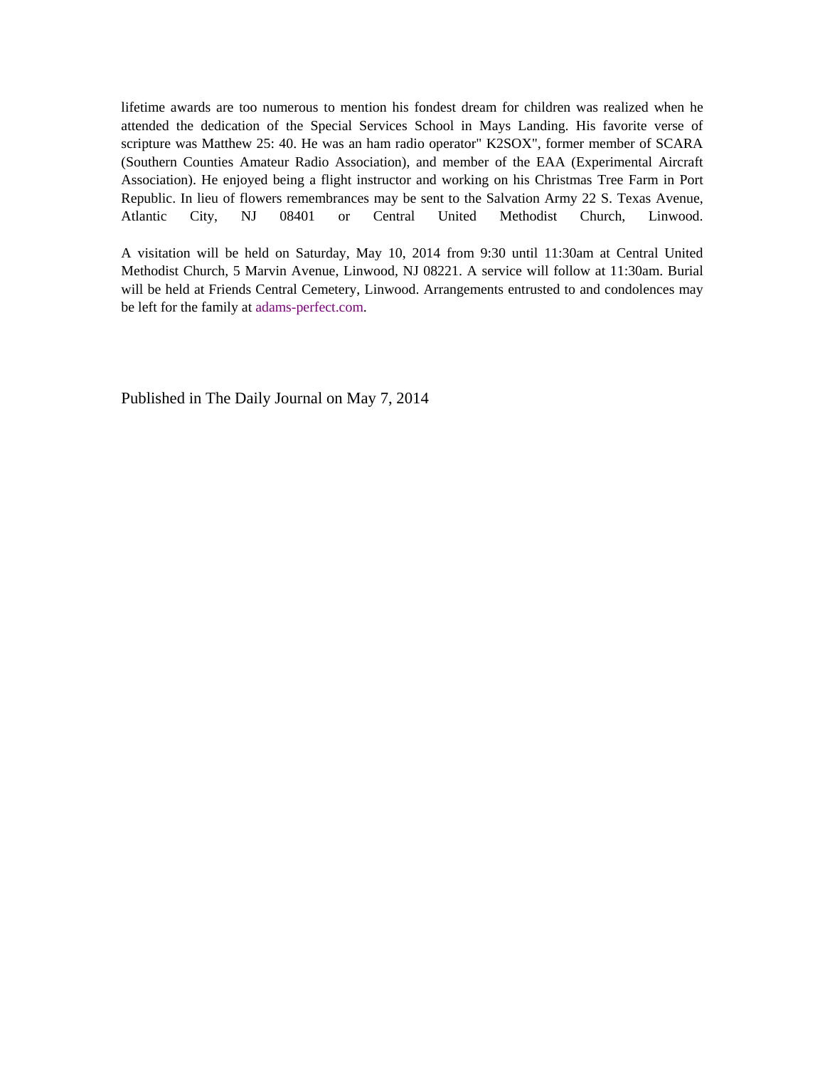lifetime awards are too numerous to mention his fondest dream for children was realized when he attended the dedication of the Special Services School in Mays Landing. His favorite verse of scripture was Matthew 25: 40. He was an ham radio operator" K2SOX", former member of SCARA (Southern Counties Amateur Radio Association), and member of the EAA (Experimental Aircraft Association). He enjoyed being a flight instructor and working on his Christmas Tree Farm in Port Republic. In lieu of flowers remembrances may be sent to the Salvation Army 22 S. Texas Avenue, Atlantic City, NJ 08401 or Central United Methodist Church, Linwood.

A visitation will be held on Saturday, May 10, 2014 from 9:30 until 11:30am at Central United Methodist Church, 5 Marvin Avenue, Linwood, NJ 08221. A service will follow at 11:30am. Burial will be held at Friends Central Cemetery, Linwood. Arrangements entrusted to and condolences may be left for the family at adams-perfect.com.

Published in The Daily Journal on May 7, 2014